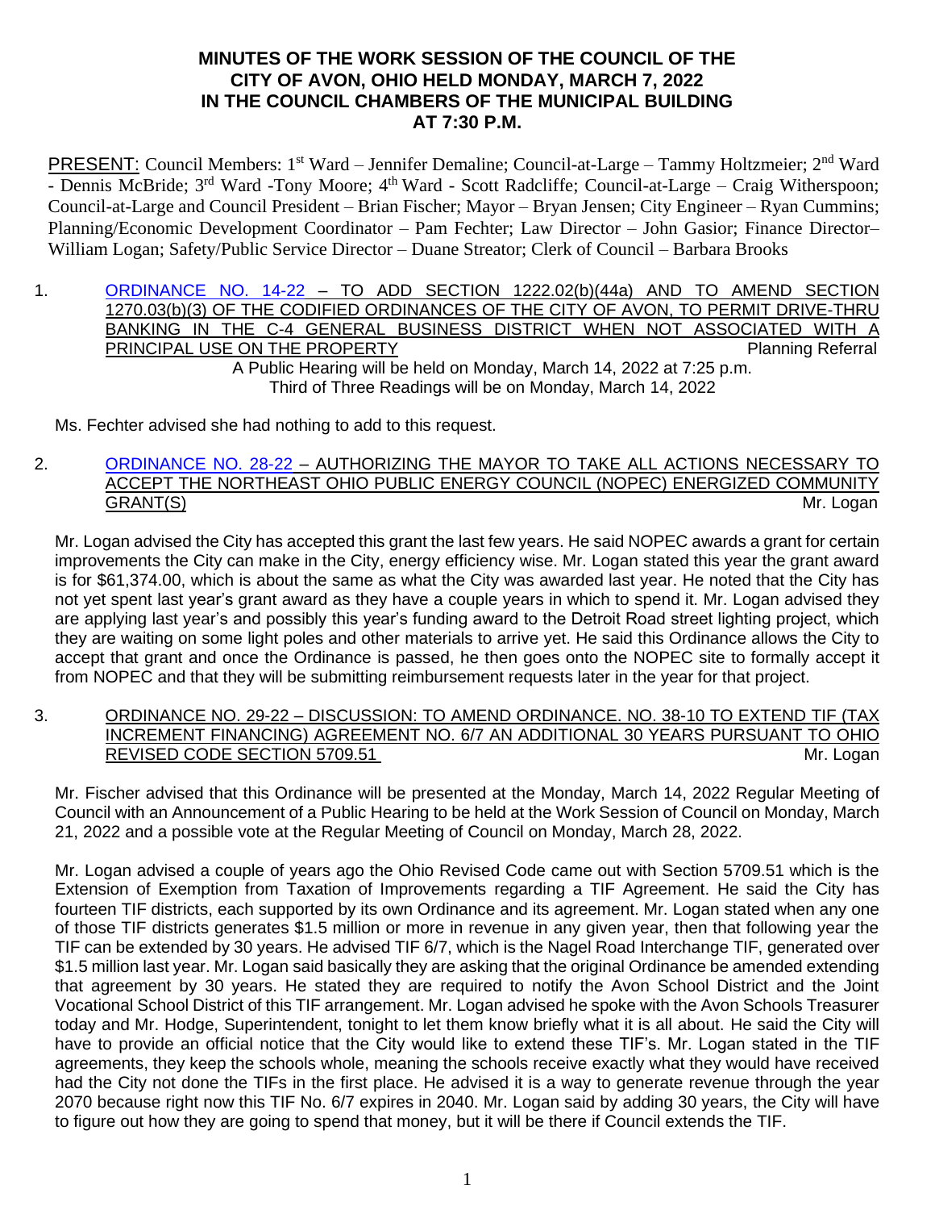# MINUTES OF THE WORK SESSION OF THE COUNCIL OF THE CITY OF AVON, OHIO HELD MONDAY, MARCH 7, 2022 IN THE COUNCIL CHAMBERS OF THE MUNICIPAL BUILDING AT 7:30 P.M.

PRESENT: Council Members: 1st Ward – Jennifer Demaline; Council-at-Large – Tammy Holtzmeier; 2nd Ward - Dennis McBride; 3rd Ward -Tony Moore; 4th Ward - Scott Radcliffe; Council-at-Large – Craig Witherspoon; Council-at-Large and Council President – Brian Fischer; Mayor – Bryan Jensen; City Engineer – Ryan Cummins; Planning/Economic Development Coordinator – Pam Fechter; Law Director – John Gasior; Finance Director– William Logan; Safety/Public Service Director – Duane Streator; Clerk of Council – Barbara Brooks

1. ORDINANCE NO. 14-22 – TO ADD SECTION 1222.02(b)(44a) AND TO AMEND SECTION 1270.03(b)(3) OF THE CODIFIED ORDINANCES OF THE CITY OF AVON, TO PERMIT DRIVE-THRU BANKING IN THE C-4 GENERAL BUSINESS DISTRICT WHEN NOT ASSOCIATED WITH A PRINCIPAL USE ON THE PROPERTY — Planning Referral

   A Public Hearing will be held on Monday, March 14, 2022 at 7:25 p.m.
   Third of Three Readings will be on Monday, March 14, 2022

   Ms. Fechter advised she had nothing to add to this request.

2. ORDINANCE NO. 28-22 – AUTHORIZING THE MAYOR TO TAKE ALL ACTIONS NECESSARY TO ACCEPT THE NORTHEAST OHIO PUBLIC ENERGY COUNCIL (NOPEC) ENERGIZED COMMUNITY GRANT(S) — Mr. Logan

   Mr. Logan advised the City has accepted this grant the last few years. He said NOPEC awards a grant for certain improvements the City can make in the City, energy efficiency wise. Mr. Logan stated this year the grant award is for $61,374.00, which is about the same as what the City was awarded last year. He noted that the City has not yet spent last year's grant award as they have a couple years in which to spend it. Mr. Logan advised they are applying last year's and possibly this year's funding award to the Detroit Road street lighting project, which they are waiting on some light poles and other materials to arrive yet. He said this Ordinance allows the City to accept that grant and once the Ordinance is passed, he then goes onto the NOPEC site to formally accept it from NOPEC and that they will be submitting reimbursement requests later in the year for that project.

3. ORDINANCE NO. 29-22 – DISCUSSION: TO AMEND ORDINANCE. NO. 38-10 TO EXTEND TIF (TAX INCREMENT FINANCING) AGREEMENT NO. 6/7 AN ADDITIONAL 30 YEARS PURSUANT TO OHIO REVISED CODE SECTION 5709.51 — Mr. Logan

   Mr. Fischer advised that this Ordinance will be presented at the Monday, March 14, 2022 Regular Meeting of Council with an Announcement of a Public Hearing to be held at the Work Session of Council on Monday, March 21, 2022 and a possible vote at the Regular Meeting of Council on Monday, March 28, 2022.

   Mr. Logan advised a couple of years ago the Ohio Revised Code came out with Section 5709.51 which is the Extension of Exemption from Taxation of Improvements regarding a TIF Agreement. He said the City has fourteen TIF districts, each supported by its own Ordinance and its agreement. Mr. Logan stated when any one of those TIF districts generates $1.5 million or more in revenue in any given year, then that following year the TIF can be extended by 30 years. He advised TIF 6/7, which is the Nagel Road Interchange TIF, generated over $1.5 million last year. Mr. Logan said basically they are asking that the original Ordinance be amended extending that agreement by 30 years. He stated they are required to notify the Avon School District and the Joint Vocational School District of this TIF arrangement. Mr. Logan advised he spoke with the Avon Schools Treasurer today and Mr. Hodge, Superintendent, tonight to let them know briefly what it is all about. He said the City will have to provide an official notice that the City would like to extend these TIF's. Mr. Logan stated in the TIF agreements, they keep the schools whole, meaning the schools receive exactly what they would have received had the City not done the TIFs in the first place. He advised it is a way to generate revenue through the year 2070 because right now this TIF No. 6/7 expires in 2040. Mr. Logan said by adding 30 years, the City will have to figure out how they are going to spend that money, but it will be there if Council extends the TIF.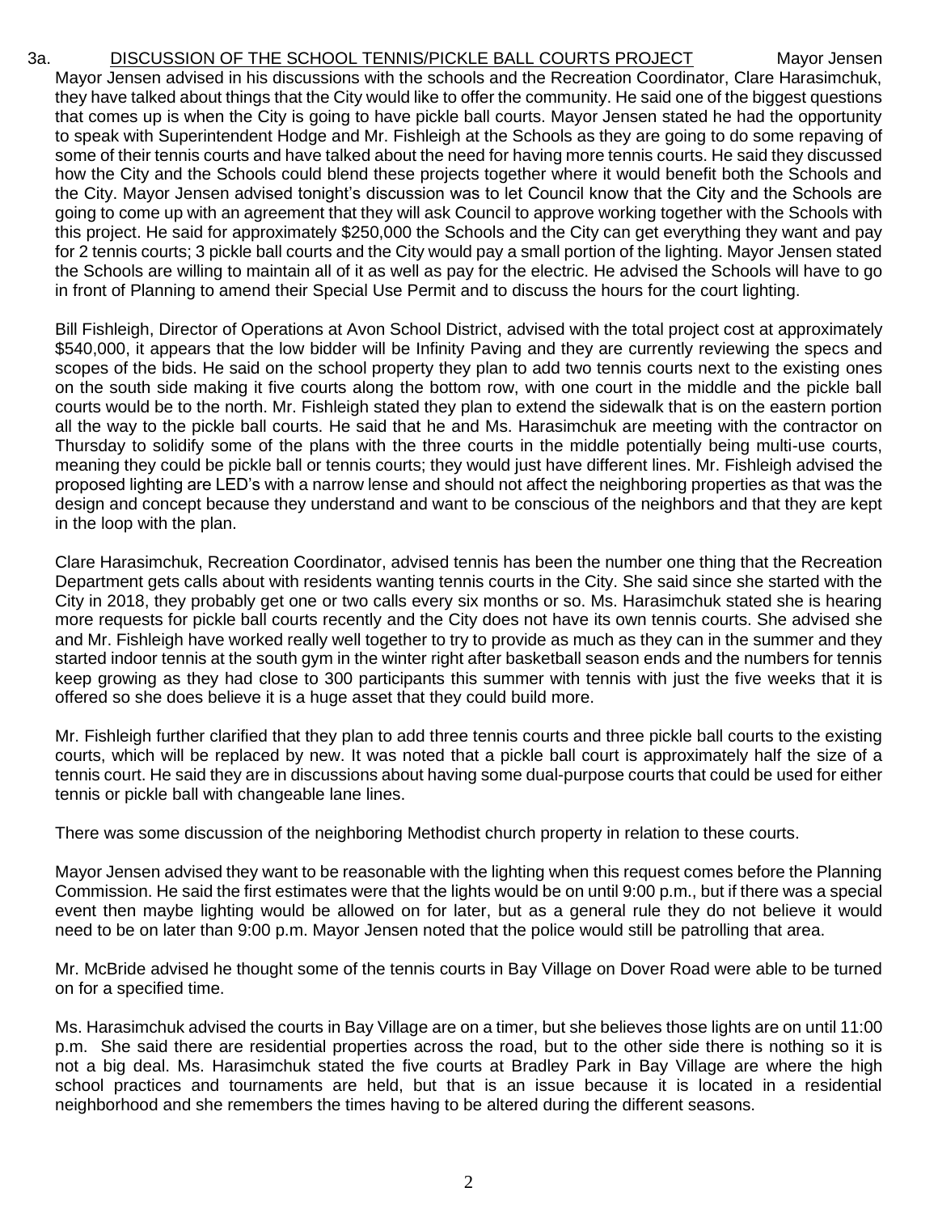3a. <u>DISCUSSION OF THE SCHOOL TENNIS/PICKLE BALL COURTS PROJECT</u> Mayor Jensen

Mayor Jensen advised in his discussions with the schools and the Recreation Coordinator, Clare Harasimchuk, they have talked about things that the City would like to offer the community. He said one of the biggest questions that comes up is when the City is going to have pickle ball courts. Mayor Jensen stated he had the opportunity to speak with Superintendent Hodge and Mr. Fishleigh at the Schools as they are going to do some repaving of some of their tennis courts and have talked about the need for having more tennis courts. He said they discussed how the City and the Schools could blend these projects together where it would benefit both the Schools and the City. Mayor Jensen advised tonight's discussion was to let Council know that the City and the Schools are going to come up with an agreement that they will ask Council to approve working together with the Schools with this project. He said for approximately $250,000 the Schools and the City can get everything they want and pay for 2 tennis courts; 3 pickle ball courts and the City would pay a small portion of the lighting. Mayor Jensen stated the Schools are willing to maintain all of it as well as pay for the electric. He advised the Schools will have to go in front of Planning to amend their Special Use Permit and to discuss the hours for the court lighting.

Bill Fishleigh, Director of Operations at Avon School District, advised with the total project cost at approximately $540,000, it appears that the low bidder will be Infinity Paving and they are currently reviewing the specs and scopes of the bids. He said on the school property they plan to add two tennis courts next to the existing ones on the south side making it five courts along the bottom row, with one court in the middle and the pickle ball courts would be to the north. Mr. Fishleigh stated they plan to extend the sidewalk that is on the eastern portion all the way to the pickle ball courts. He said that he and Ms. Harasimchuk are meeting with the contractor on Thursday to solidify some of the plans with the three courts in the middle potentially being multi-use courts, meaning they could be pickle ball or tennis courts; they would just have different lines. Mr. Fishleigh advised the proposed lighting are LED's with a narrow lense and should not affect the neighboring properties as that was the design and concept because they understand and want to be conscious of the neighbors and that they are kept in the loop with the plan.

Clare Harasimchuk, Recreation Coordinator, advised tennis has been the number one thing that the Recreation Department gets calls about with residents wanting tennis courts in the City. She said since she started with the City in 2018, they probably get one or two calls every six months or so. Ms. Harasimchuk stated she is hearing more requests for pickle ball courts recently and the City does not have its own tennis courts. She advised she and Mr. Fishleigh have worked really well together to try to provide as much as they can in the summer and they started indoor tennis at the south gym in the winter right after basketball season ends and the numbers for tennis keep growing as they had close to 300 participants this summer with tennis with just the five weeks that it is offered so she does believe it is a huge asset that they could build more.

Mr. Fishleigh further clarified that they plan to add three tennis courts and three pickle ball courts to the existing courts, which will be replaced by new. It was noted that a pickle ball court is approximately half the size of a tennis court. He said they are in discussions about having some dual-purpose courts that could be used for either tennis or pickle ball with changeable lane lines.

There was some discussion of the neighboring Methodist church property in relation to these courts.

Mayor Jensen advised they want to be reasonable with the lighting when this request comes before the Planning Commission. He said the first estimates were that the lights would be on until 9:00 p.m., but if there was a special event then maybe lighting would be allowed on for later, but as a general rule they do not believe it would need to be on later than 9:00 p.m. Mayor Jensen noted that the police would still be patrolling that area.

Mr. McBride advised he thought some of the tennis courts in Bay Village on Dover Road were able to be turned on for a specified time.

Ms. Harasimchuk advised the courts in Bay Village are on a timer, but she believes those lights are on until 11:00 p.m. She said there are residential properties across the road, but to the other side there is nothing so it is not a big deal. Ms. Harasimchuk stated the five courts at Bradley Park in Bay Village are where the high school practices and tournaments are held, but that is an issue because it is located in a residential neighborhood and she remembers the times having to be altered during the different seasons.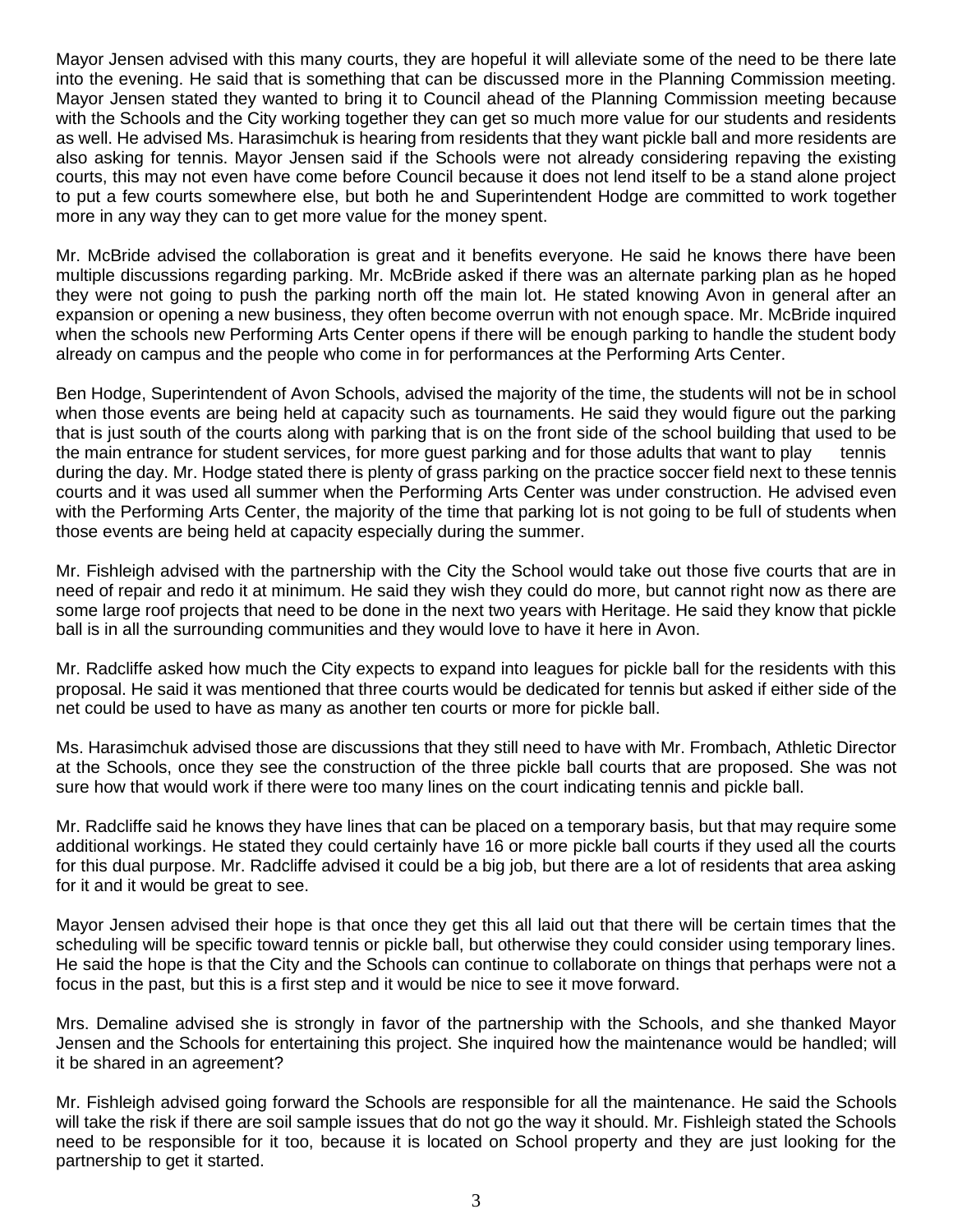Mayor Jensen advised with this many courts, they are hopeful it will alleviate some of the need to be there late into the evening. He said that is something that can be discussed more in the Planning Commission meeting. Mayor Jensen stated they wanted to bring it to Council ahead of the Planning Commission meeting because with the Schools and the City working together they can get so much more value for our students and residents as well. He advised Ms. Harasimchuk is hearing from residents that they want pickle ball and more residents are also asking for tennis. Mayor Jensen said if the Schools were not already considering repaving the existing courts, this may not even have come before Council because it does not lend itself to be a stand alone project to put a few courts somewhere else, but both he and Superintendent Hodge are committed to work together more in any way they can to get more value for the money spent.

Mr. McBride advised the collaboration is great and it benefits everyone. He said he knows there have been multiple discussions regarding parking. Mr. McBride asked if there was an alternate parking plan as he hoped they were not going to push the parking north off the main lot. He stated knowing Avon in general after an expansion or opening a new business, they often become overrun with not enough space. Mr. McBride inquired when the schools new Performing Arts Center opens if there will be enough parking to handle the student body already on campus and the people who come in for performances at the Performing Arts Center.

Ben Hodge, Superintendent of Avon Schools, advised the majority of the time, the students will not be in school when those events are being held at capacity such as tournaments. He said they would figure out the parking that is just south of the courts along with parking that is on the front side of the school building that used to be the main entrance for student services, for more guest parking and for those adults that want to play tennis during the day. Mr. Hodge stated there is plenty of grass parking on the practice soccer field next to these tennis courts and it was used all summer when the Performing Arts Center was under construction. He advised even with the Performing Arts Center, the majority of the time that parking lot is not going to be full of students when those events are being held at capacity especially during the summer.

Mr. Fishleigh advised with the partnership with the City the School would take out those five courts that are in need of repair and redo it at minimum. He said they wish they could do more, but cannot right now as there are some large roof projects that need to be done in the next two years with Heritage. He said they know that pickle ball is in all the surrounding communities and they would love to have it here in Avon.

Mr. Radcliffe asked how much the City expects to expand into leagues for pickle ball for the residents with this proposal. He said it was mentioned that three courts would be dedicated for tennis but asked if either side of the net could be used to have as many as another ten courts or more for pickle ball.

Ms. Harasimchuk advised those are discussions that they still need to have with Mr. Frombach, Athletic Director at the Schools, once they see the construction of the three pickle ball courts that are proposed. She was not sure how that would work if there were too many lines on the court indicating tennis and pickle ball.

Mr. Radcliffe said he knows they have lines that can be placed on a temporary basis, but that may require some additional workings. He stated they could certainly have 16 or more pickle ball courts if they used all the courts for this dual purpose. Mr. Radcliffe advised it could be a big job, but there are a lot of residents that area asking for it and it would be great to see.

Mayor Jensen advised their hope is that once they get this all laid out that there will be certain times that the scheduling will be specific toward tennis or pickle ball, but otherwise they could consider using temporary lines. He said the hope is that the City and the Schools can continue to collaborate on things that perhaps were not a focus in the past, but this is a first step and it would be nice to see it move forward.

Mrs. Demaline advised she is strongly in favor of the partnership with the Schools, and she thanked Mayor Jensen and the Schools for entertaining this project. She inquired how the maintenance would be handled; will it be shared in an agreement?

Mr. Fishleigh advised going forward the Schools are responsible for all the maintenance. He said the Schools will take the risk if there are soil sample issues that do not go the way it should. Mr. Fishleigh stated the Schools need to be responsible for it too, because it is located on School property and they are just looking for the partnership to get it started.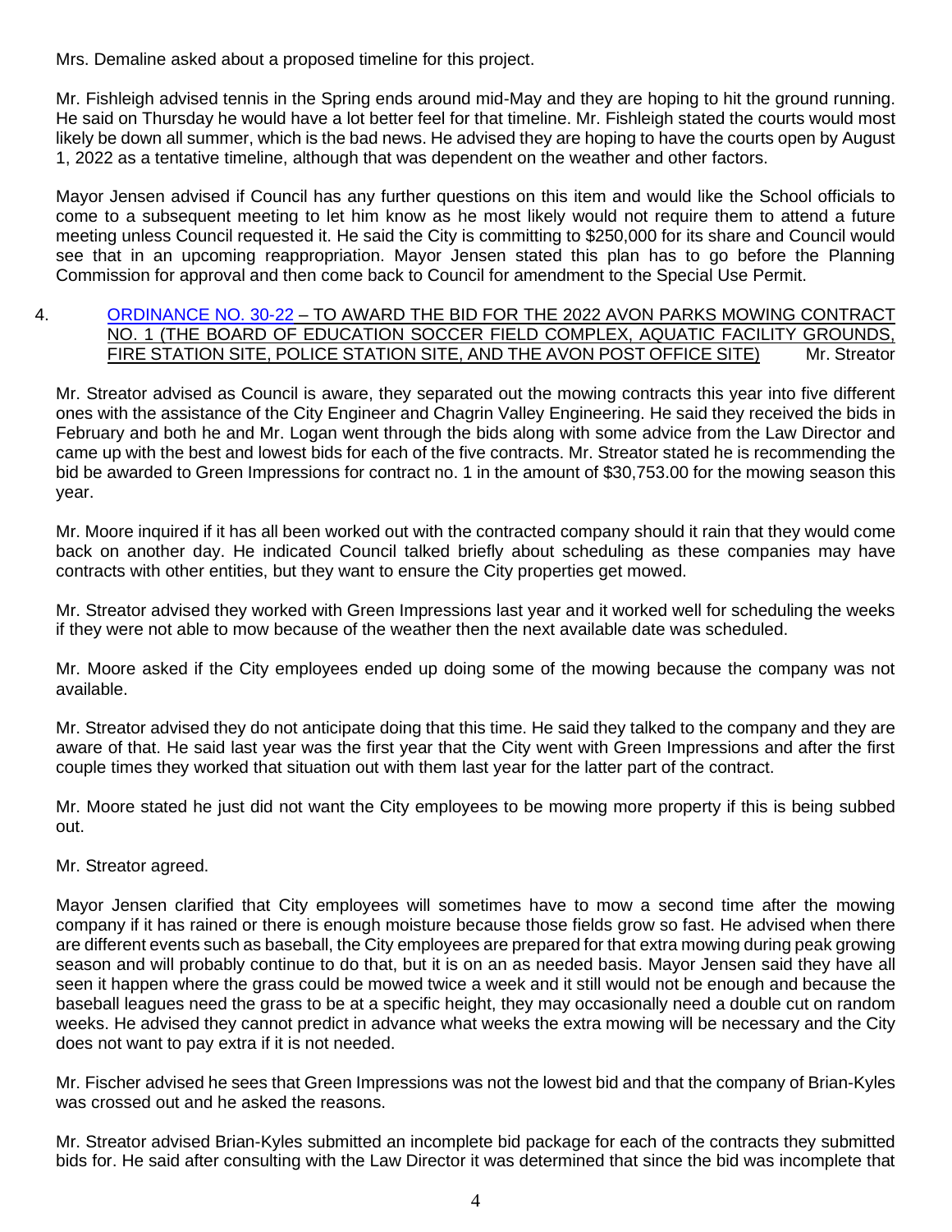Mrs. Demaline asked about a proposed timeline for this project.

Mr. Fishleigh advised tennis in the Spring ends around mid-May and they are hoping to hit the ground running. He said on Thursday he would have a lot better feel for that timeline. Mr. Fishleigh stated the courts would most likely be down all summer, which is the bad news. He advised they are hoping to have the courts open by August 1, 2022 as a tentative timeline, although that was dependent on the weather and other factors.

Mayor Jensen advised if Council has any further questions on this item and would like the School officials to come to a subsequent meeting to let him know as he most likely would not require them to attend a future meeting unless Council requested it. He said the City is committing to $250,000 for its share and Council would see that in an upcoming reappropriation. Mayor Jensen stated this plan has to go before the Planning Commission for approval and then come back to Council for amendment to the Special Use Permit.

4. ORDINANCE NO. 30-22 – TO AWARD THE BID FOR THE 2022 AVON PARKS MOWING CONTRACT NO. 1 (THE BOARD OF EDUCATION SOCCER FIELD COMPLEX, AQUATIC FACILITY GROUNDS, FIRE STATION SITE, POLICE STATION SITE, AND THE AVON POST OFFICE SITE) Mr. Streator

Mr. Streator advised as Council is aware, they separated out the mowing contracts this year into five different ones with the assistance of the City Engineer and Chagrin Valley Engineering. He said they received the bids in February and both he and Mr. Logan went through the bids along with some advice from the Law Director and came up with the best and lowest bids for each of the five contracts. Mr. Streator stated he is recommending the bid be awarded to Green Impressions for contract no. 1 in the amount of $30,753.00 for the mowing season this year.

Mr. Moore inquired if it has all been worked out with the contracted company should it rain that they would come back on another day. He indicated Council talked briefly about scheduling as these companies may have contracts with other entities, but they want to ensure the City properties get mowed.

Mr. Streator advised they worked with Green Impressions last year and it worked well for scheduling the weeks if they were not able to mow because of the weather then the next available date was scheduled.

Mr. Moore asked if the City employees ended up doing some of the mowing because the company was not available.

Mr. Streator advised they do not anticipate doing that this time. He said they talked to the company and they are aware of that. He said last year was the first year that the City went with Green Impressions and after the first couple times they worked that situation out with them last year for the latter part of the contract.

Mr. Moore stated he just did not want the City employees to be mowing more property if this is being subbed out.

Mr. Streator agreed.

Mayor Jensen clarified that City employees will sometimes have to mow a second time after the mowing company if it has rained or there is enough moisture because those fields grow so fast. He advised when there are different events such as baseball, the City employees are prepared for that extra mowing during peak growing season and will probably continue to do that, but it is on an as needed basis. Mayor Jensen said they have all seen it happen where the grass could be mowed twice a week and it still would not be enough and because the baseball leagues need the grass to be at a specific height, they may occasionally need a double cut on random weeks. He advised they cannot predict in advance what weeks the extra mowing will be necessary and the City does not want to pay extra if it is not needed.

Mr. Fischer advised he sees that Green Impressions was not the lowest bid and that the company of Brian-Kyles was crossed out and he asked the reasons.

Mr. Streator advised Brian-Kyles submitted an incomplete bid package for each of the contracts they submitted bids for. He said after consulting with the Law Director it was determined that since the bid was incomplete that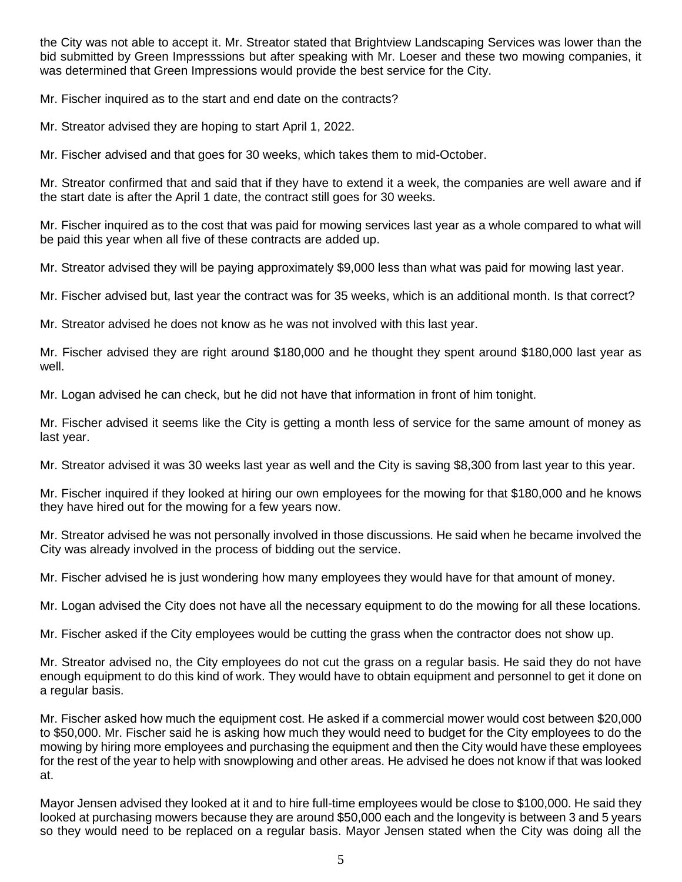the City was not able to accept it. Mr. Streator stated that Brightview Landscaping Services was lower than the bid submitted by Green Impresssions but after speaking with Mr. Loeser and these two mowing companies, it was determined that Green Impressions would provide the best service for the City.

Mr. Fischer inquired as to the start and end date on the contracts?

Mr. Streator advised they are hoping to start April 1, 2022.

Mr. Fischer advised and that goes for 30 weeks, which takes them to mid-October.

Mr. Streator confirmed that and said that if they have to extend it a week, the companies are well aware and if the start date is after the April 1 date, the contract still goes for 30 weeks.

Mr. Fischer inquired as to the cost that was paid for mowing services last year as a whole compared to what will be paid this year when all five of these contracts are added up.

Mr. Streator advised they will be paying approximately $9,000 less than what was paid for mowing last year.

Mr. Fischer advised but, last year the contract was for 35 weeks, which is an additional month. Is that correct?

Mr. Streator advised he does not know as he was not involved with this last year.

Mr. Fischer advised they are right around $180,000 and he thought they spent around $180,000 last year as well.

Mr. Logan advised he can check, but he did not have that information in front of him tonight.

Mr. Fischer advised it seems like the City is getting a month less of service for the same amount of money as last year.

Mr. Streator advised it was 30 weeks last year as well and the City is saving $8,300 from last year to this year.

Mr. Fischer inquired if they looked at hiring our own employees for the mowing for that $180,000 and he knows they have hired out for the mowing for a few years now.

Mr. Streator advised he was not personally involved in those discussions. He said when he became involved the City was already involved in the process of bidding out the service.

Mr. Fischer advised he is just wondering how many employees they would have for that amount of money.

Mr. Logan advised the City does not have all the necessary equipment to do the mowing for all these locations.

Mr. Fischer asked if the City employees would be cutting the grass when the contractor does not show up.

Mr. Streator advised no, the City employees do not cut the grass on a regular basis. He said they do not have enough equipment to do this kind of work. They would have to obtain equipment and personnel to get it done on a regular basis.

Mr. Fischer asked how much the equipment cost. He asked if a commercial mower would cost between $20,000 to $50,000. Mr. Fischer said he is asking how much they would need to budget for the City employees to do the mowing by hiring more employees and purchasing the equipment and then the City would have these employees for the rest of the year to help with snowplowing and other areas. He advised he does not know if that was looked at.

Mayor Jensen advised they looked at it and to hire full-time employees would be close to $100,000. He said they looked at purchasing mowers because they are around $50,000 each and the longevity is between 3 and 5 years so they would need to be replaced on a regular basis. Mayor Jensen stated when the City was doing all the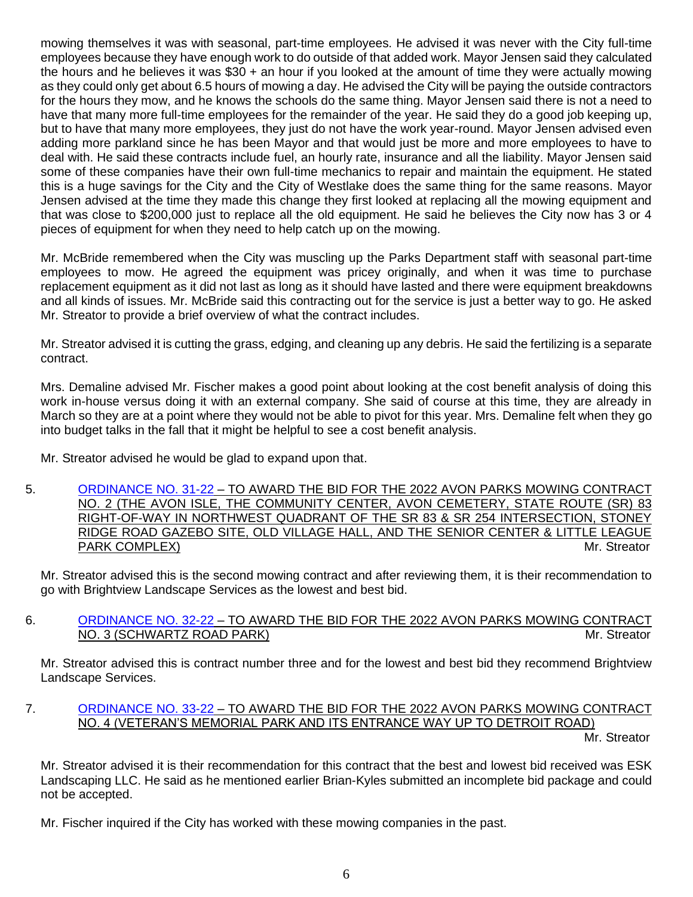mowing themselves it was with seasonal, part-time employees. He advised it was never with the City full-time employees because they have enough work to do outside of that added work. Mayor Jensen said they calculated the hours and he believes it was $30 + an hour if you looked at the amount of time they were actually mowing as they could only get about 6.5 hours of mowing a day. He advised the City will be paying the outside contractors for the hours they mow, and he knows the schools do the same thing. Mayor Jensen said there is not a need to have that many more full-time employees for the remainder of the year. He said they do a good job keeping up, but to have that many more employees, they just do not have the work year-round. Mayor Jensen advised even adding more parkland since he has been Mayor and that would just be more and more employees to have to deal with. He said these contracts include fuel, an hourly rate, insurance and all the liability. Mayor Jensen said some of these companies have their own full-time mechanics to repair and maintain the equipment. He stated this is a huge savings for the City and the City of Westlake does the same thing for the same reasons. Mayor Jensen advised at the time they made this change they first looked at replacing all the mowing equipment and that was close to $200,000 just to replace all the old equipment. He said he believes the City now has 3 or 4 pieces of equipment for when they need to help catch up on the mowing.

Mr. McBride remembered when the City was muscling up the Parks Department staff with seasonal part-time employees to mow. He agreed the equipment was pricey originally, and when it was time to purchase replacement equipment as it did not last as long as it should have lasted and there were equipment breakdowns and all kinds of issues. Mr. McBride said this contracting out for the service is just a better way to go. He asked Mr. Streator to provide a brief overview of what the contract includes.

Mr. Streator advised it is cutting the grass, edging, and cleaning up any debris. He said the fertilizing is a separate contract.

Mrs. Demaline advised Mr. Fischer makes a good point about looking at the cost benefit analysis of doing this work in-house versus doing it with an external company. She said of course at this time, they are already in March so they are at a point where they would not be able to pivot for this year. Mrs. Demaline felt when they go into budget talks in the fall that it might be helpful to see a cost benefit analysis.

Mr. Streator advised he would be glad to expand upon that.

5. ORDINANCE NO. 31-22 – TO AWARD THE BID FOR THE 2022 AVON PARKS MOWING CONTRACT NO. 2 (THE AVON ISLE, THE COMMUNITY CENTER, AVON CEMETERY, STATE ROUTE (SR) 83 RIGHT-OF-WAY IN NORTHWEST QUADRANT OF THE SR 83 & SR 254 INTERSECTION, STONEY RIDGE ROAD GAZEBO SITE, OLD VILLAGE HALL, AND THE SENIOR CENTER & LITTLE LEAGUE PARK COMPLEX) — Mr. Streator

Mr. Streator advised this is the second mowing contract and after reviewing them, it is their recommendation to go with Brightview Landscape Services as the lowest and best bid.

6. ORDINANCE NO. 32-22 – TO AWARD THE BID FOR THE 2022 AVON PARKS MOWING CONTRACT NO. 3 (SCHWARTZ ROAD PARK) — Mr. Streator

Mr. Streator advised this is contract number three and for the lowest and best bid they recommend Brightview Landscape Services.

7. ORDINANCE NO. 33-22 – TO AWARD THE BID FOR THE 2022 AVON PARKS MOWING CONTRACT NO. 4 (VETERAN'S MEMORIAL PARK AND ITS ENTRANCE WAY UP TO DETROIT ROAD) — Mr. Streator

Mr. Streator advised it is their recommendation for this contract that the best and lowest bid received was ESK Landscaping LLC. He said as he mentioned earlier Brian-Kyles submitted an incomplete bid package and could not be accepted.

Mr. Fischer inquired if the City has worked with these mowing companies in the past.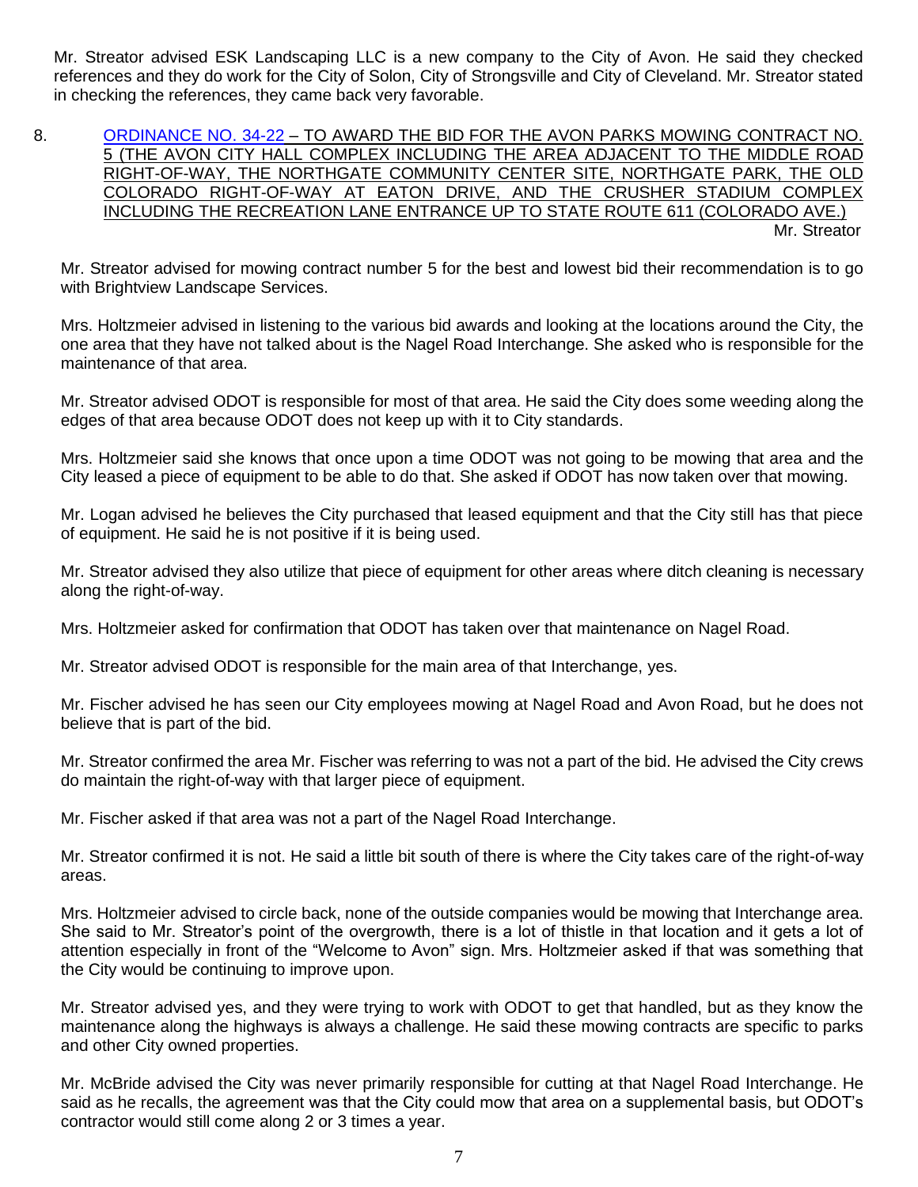Mr. Streator advised ESK Landscaping LLC is a new company to the City of Avon. He said they checked references and they do work for the City of Solon, City of Strongsville and City of Cleveland. Mr. Streator stated in checking the references, they came back very favorable.

8. ORDINANCE NO. 34-22 – TO AWARD THE BID FOR THE AVON PARKS MOWING CONTRACT NO. 5 (THE AVON CITY HALL COMPLEX INCLUDING THE AREA ADJACENT TO THE MIDDLE ROAD RIGHT-OF-WAY, THE NORTHGATE COMMUNITY CENTER SITE, NORTHGATE PARK, THE OLD COLORADO RIGHT-OF-WAY AT EATON DRIVE, AND THE CRUSHER STADIUM COMPLEX INCLUDING THE RECREATION LANE ENTRANCE UP TO STATE ROUTE 611 (COLORADO AVE.)
Mr. Streator

Mr. Streator advised for mowing contract number 5 for the best and lowest bid their recommendation is to go with Brightview Landscape Services.

Mrs. Holtzmeier advised in listening to the various bid awards and looking at the locations around the City, the one area that they have not talked about is the Nagel Road Interchange. She asked who is responsible for the maintenance of that area.

Mr. Streator advised ODOT is responsible for most of that area. He said the City does some weeding along the edges of that area because ODOT does not keep up with it to City standards.

Mrs. Holtzmeier said she knows that once upon a time ODOT was not going to be mowing that area and the City leased a piece of equipment to be able to do that. She asked if ODOT has now taken over that mowing.

Mr. Logan advised he believes the City purchased that leased equipment and that the City still has that piece of equipment. He said he is not positive if it is being used.

Mr. Streator advised they also utilize that piece of equipment for other areas where ditch cleaning is necessary along the right-of-way.

Mrs. Holtzmeier asked for confirmation that ODOT has taken over that maintenance on Nagel Road.

Mr. Streator advised ODOT is responsible for the main area of that Interchange, yes.

Mr. Fischer advised he has seen our City employees mowing at Nagel Road and Avon Road, but he does not believe that is part of the bid.

Mr. Streator confirmed the area Mr. Fischer was referring to was not a part of the bid. He advised the City crews do maintain the right-of-way with that larger piece of equipment.

Mr. Fischer asked if that area was not a part of the Nagel Road Interchange.

Mr. Streator confirmed it is not. He said a little bit south of there is where the City takes care of the right-of-way areas.

Mrs. Holtzmeier advised to circle back, none of the outside companies would be mowing that Interchange area. She said to Mr. Streator's point of the overgrowth, there is a lot of thistle in that location and it gets a lot of attention especially in front of the "Welcome to Avon" sign. Mrs. Holtzmeier asked if that was something that the City would be continuing to improve upon.

Mr. Streator advised yes, and they were trying to work with ODOT to get that handled, but as they know the maintenance along the highways is always a challenge. He said these mowing contracts are specific to parks and other City owned properties.

Mr. McBride advised the City was never primarily responsible for cutting at that Nagel Road Interchange. He said as he recalls, the agreement was that the City could mow that area on a supplemental basis, but ODOT's contractor would still come along 2 or 3 times a year.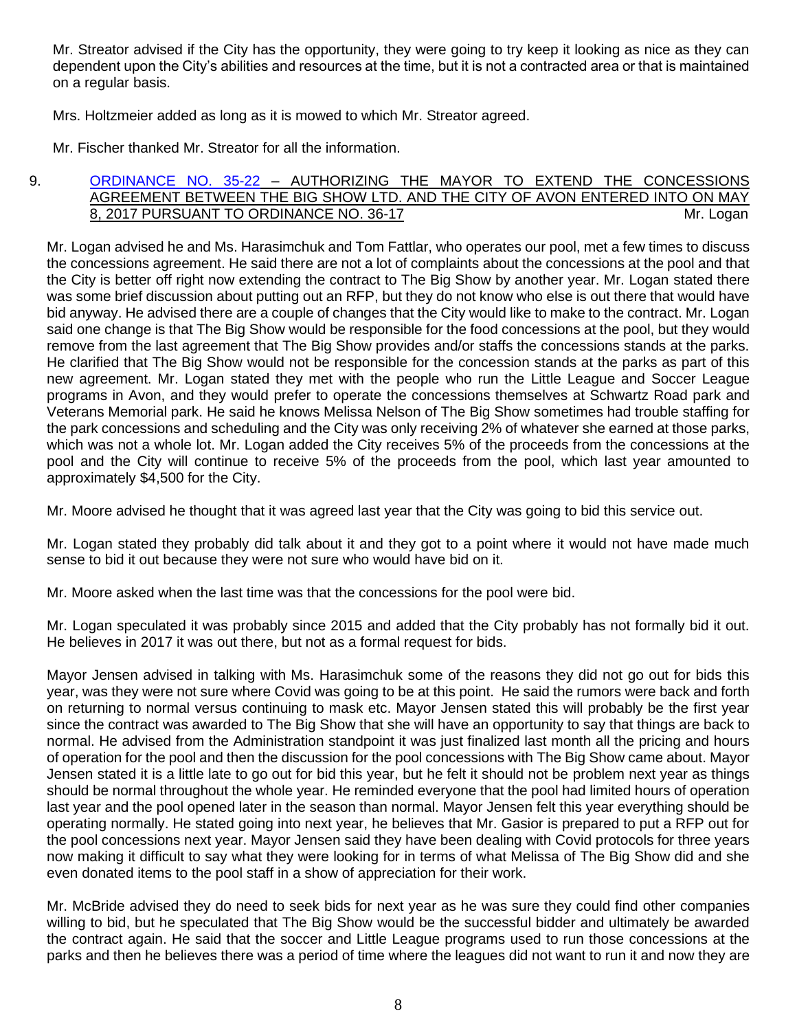Mr. Streator advised if the City has the opportunity, they were going to try keep it looking as nice as they can dependent upon the City's abilities and resources at the time, but it is not a contracted area or that is maintained on a regular basis.

Mrs. Holtzmeier added as long as it is mowed to which Mr. Streator agreed.

Mr. Fischer thanked Mr. Streator for all the information.

9. ORDINANCE NO. 35-22 – AUTHORIZING THE MAYOR TO EXTEND THE CONCESSIONS AGREEMENT BETWEEN THE BIG SHOW LTD. AND THE CITY OF AVON ENTERED INTO ON MAY 8, 2017 PURSUANT TO ORDINANCE NO. 36-17 — Mr. Logan

Mr. Logan advised he and Ms. Harasimchuk and Tom Fattlar, who operates our pool, met a few times to discuss the concessions agreement. He said there are not a lot of complaints about the concessions at the pool and that the City is better off right now extending the contract to The Big Show by another year. Mr. Logan stated there was some brief discussion about putting out an RFP, but they do not know who else is out there that would have bid anyway. He advised there are a couple of changes that the City would like to make to the contract. Mr. Logan said one change is that The Big Show would be responsible for the food concessions at the pool, but they would remove from the last agreement that The Big Show provides and/or staffs the concessions stands at the parks. He clarified that The Big Show would not be responsible for the concession stands at the parks as part of this new agreement. Mr. Logan stated they met with the people who run the Little League and Soccer League programs in Avon, and they would prefer to operate the concessions themselves at Schwartz Road park and Veterans Memorial park. He said he knows Melissa Nelson of The Big Show sometimes had trouble staffing for the park concessions and scheduling and the City was only receiving 2% of whatever she earned at those parks, which was not a whole lot. Mr. Logan added the City receives 5% of the proceeds from the concessions at the pool and the City will continue to receive 5% of the proceeds from the pool, which last year amounted to approximately $4,500 for the City.

Mr. Moore advised he thought that it was agreed last year that the City was going to bid this service out.

Mr. Logan stated they probably did talk about it and they got to a point where it would not have made much sense to bid it out because they were not sure who would have bid on it.

Mr. Moore asked when the last time was that the concessions for the pool were bid.

Mr. Logan speculated it was probably since 2015 and added that the City probably has not formally bid it out. He believes in 2017 it was out there, but not as a formal request for bids.

Mayor Jensen advised in talking with Ms. Harasimchuk some of the reasons they did not go out for bids this year, was they were not sure where Covid was going to be at this point. He said the rumors were back and forth on returning to normal versus continuing to mask etc. Mayor Jensen stated this will probably be the first year since the contract was awarded to The Big Show that she will have an opportunity to say that things are back to normal. He advised from the Administration standpoint it was just finalized last month all the pricing and hours of operation for the pool and then the discussion for the pool concessions with The Big Show came about. Mayor Jensen stated it is a little late to go out for bid this year, but he felt it should not be problem next year as things should be normal throughout the whole year. He reminded everyone that the pool had limited hours of operation last year and the pool opened later in the season than normal. Mayor Jensen felt this year everything should be operating normally. He stated going into next year, he believes that Mr. Gasior is prepared to put a RFP out for the pool concessions next year. Mayor Jensen said they have been dealing with Covid protocols for three years now making it difficult to say what they were looking for in terms of what Melissa of The Big Show did and she even donated items to the pool staff in a show of appreciation for their work.

Mr. McBride advised they do need to seek bids for next year as he was sure they could find other companies willing to bid, but he speculated that The Big Show would be the successful bidder and ultimately be awarded the contract again. He said that the soccer and Little League programs used to run those concessions at the parks and then he believes there was a period of time where the leagues did not want to run it and now they are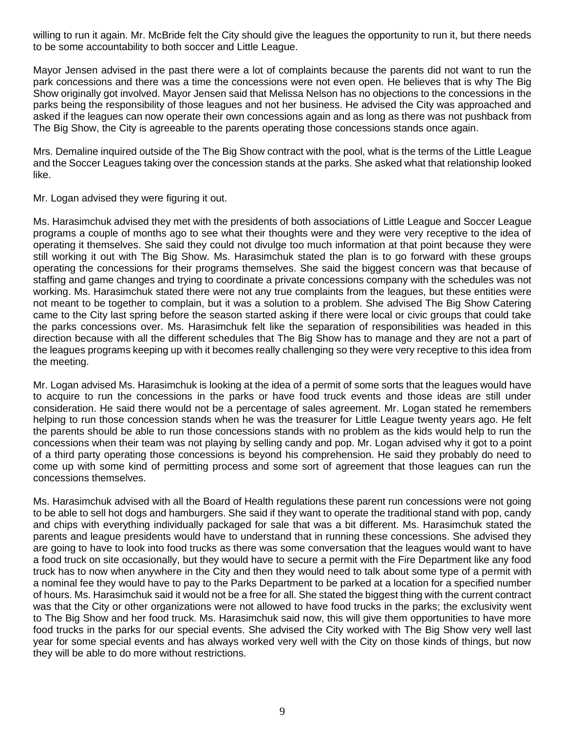willing to run it again. Mr. McBride felt the City should give the leagues the opportunity to run it, but there needs to be some accountability to both soccer and Little League.

Mayor Jensen advised in the past there were a lot of complaints because the parents did not want to run the park concessions and there was a time the concessions were not even open. He believes that is why The Big Show originally got involved. Mayor Jensen said that Melissa Nelson has no objections to the concessions in the parks being the responsibility of those leagues and not her business. He advised the City was approached and asked if the leagues can now operate their own concessions again and as long as there was not pushback from The Big Show, the City is agreeable to the parents operating those concessions stands once again.

Mrs. Demaline inquired outside of the The Big Show contract with the pool, what is the terms of the Little League and the Soccer Leagues taking over the concession stands at the parks. She asked what that relationship looked like.

Mr. Logan advised they were figuring it out.

Ms. Harasimchuk advised they met with the presidents of both associations of Little League and Soccer League programs a couple of months ago to see what their thoughts were and they were very receptive to the idea of operating it themselves. She said they could not divulge too much information at that point because they were still working it out with The Big Show. Ms. Harasimchuk stated the plan is to go forward with these groups operating the concessions for their programs themselves. She said the biggest concern was that because of staffing and game changes and trying to coordinate a private concessions company with the schedules was not working. Ms. Harasimchuk stated there were not any true complaints from the leagues, but these entities were not meant to be together to complain, but it was a solution to a problem. She advised The Big Show Catering came to the City last spring before the season started asking if there were local or civic groups that could take the parks concessions over. Ms. Harasimchuk felt like the separation of responsibilities was headed in this direction because with all the different schedules that The Big Show has to manage and they are not a part of the leagues programs keeping up with it becomes really challenging so they were very receptive to this idea from the meeting.

Mr. Logan advised Ms. Harasimchuk is looking at the idea of a permit of some sorts that the leagues would have to acquire to run the concessions in the parks or have food truck events and those ideas are still under consideration. He said there would not be a percentage of sales agreement. Mr. Logan stated he remembers helping to run those concession stands when he was the treasurer for Little League twenty years ago. He felt the parents should be able to run those concessions stands with no problem as the kids would help to run the concessions when their team was not playing by selling candy and pop. Mr. Logan advised why it got to a point of a third party operating those concessions is beyond his comprehension. He said they probably do need to come up with some kind of permitting process and some sort of agreement that those leagues can run the concessions themselves.

Ms. Harasimchuk advised with all the Board of Health regulations these parent run concessions were not going to be able to sell hot dogs and hamburgers. She said if they want to operate the traditional stand with pop, candy and chips with everything individually packaged for sale that was a bit different. Ms. Harasimchuk stated the parents and league presidents would have to understand that in running these concessions. She advised they are going to have to look into food trucks as there was some conversation that the leagues would want to have a food truck on site occasionally, but they would have to secure a permit with the Fire Department like any food truck has to now when anywhere in the City and then they would need to talk about some type of a permit with a nominal fee they would have to pay to the Parks Department to be parked at a location for a specified number of hours. Ms. Harasimchuk said it would not be a free for all. She stated the biggest thing with the current contract was that the City or other organizations were not allowed to have food trucks in the parks; the exclusivity went to The Big Show and her food truck. Ms. Harasimchuk said now, this will give them opportunities to have more food trucks in the parks for our special events. She advised the City worked with The Big Show very well last year for some special events and has always worked very well with the City on those kinds of things, but now they will be able to do more without restrictions.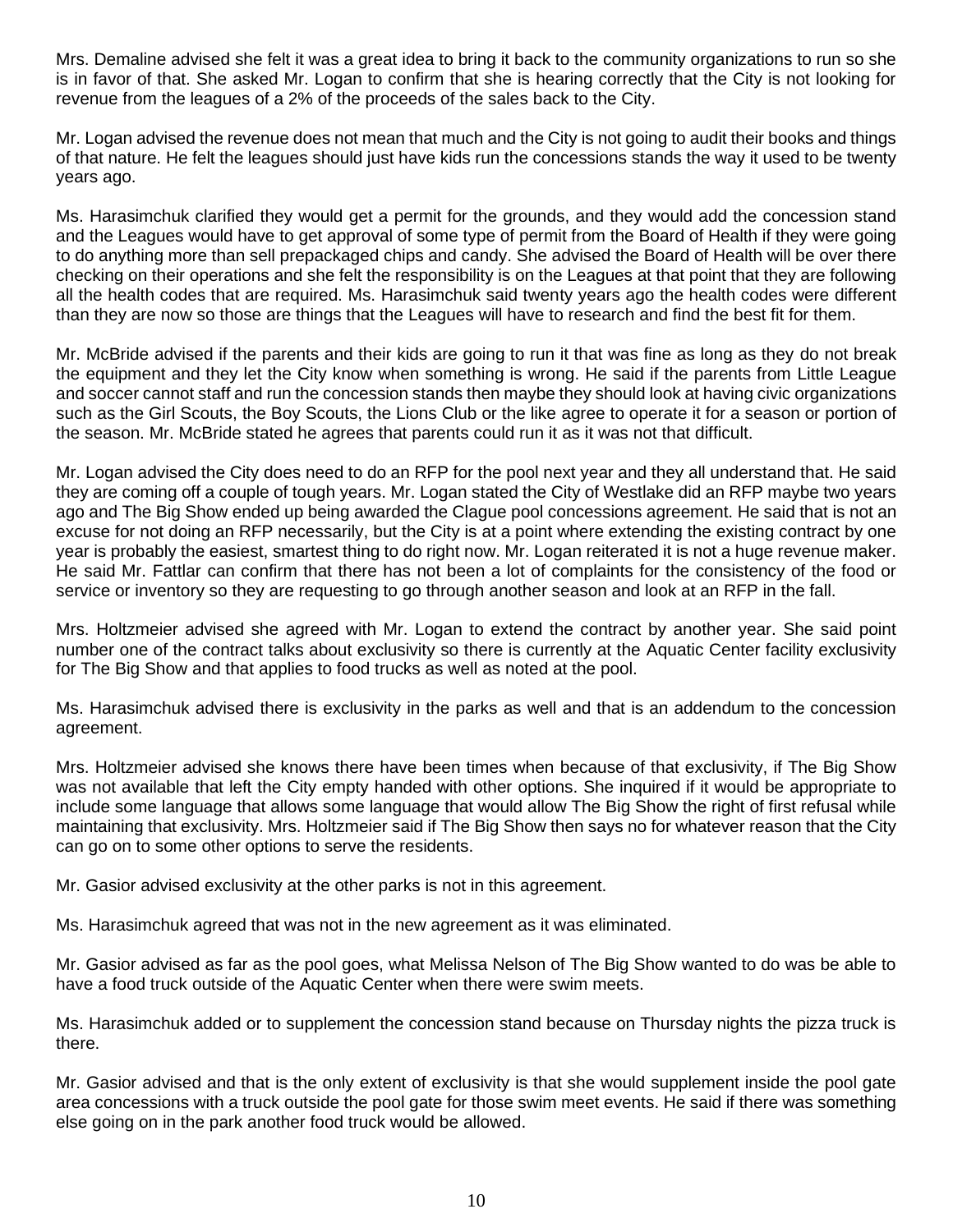Mrs. Demaline advised she felt it was a great idea to bring it back to the community organizations to run so she is in favor of that. She asked Mr. Logan to confirm that she is hearing correctly that the City is not looking for revenue from the leagues of a 2% of the proceeds of the sales back to the City.

Mr. Logan advised the revenue does not mean that much and the City is not going to audit their books and things of that nature. He felt the leagues should just have kids run the concessions stands the way it used to be twenty years ago.

Ms. Harasimchuk clarified they would get a permit for the grounds, and they would add the concession stand and the Leagues would have to get approval of some type of permit from the Board of Health if they were going to do anything more than sell prepackaged chips and candy. She advised the Board of Health will be over there checking on their operations and she felt the responsibility is on the Leagues at that point that they are following all the health codes that are required. Ms. Harasimchuk said twenty years ago the health codes were different than they are now so those are things that the Leagues will have to research and find the best fit for them.

Mr. McBride advised if the parents and their kids are going to run it that was fine as long as they do not break the equipment and they let the City know when something is wrong. He said if the parents from Little League and soccer cannot staff and run the concession stands then maybe they should look at having civic organizations such as the Girl Scouts, the Boy Scouts, the Lions Club or the like agree to operate it for a season or portion of the season. Mr. McBride stated he agrees that parents could run it as it was not that difficult.

Mr. Logan advised the City does need to do an RFP for the pool next year and they all understand that. He said they are coming off a couple of tough years. Mr. Logan stated the City of Westlake did an RFP maybe two years ago and The Big Show ended up being awarded the Clague pool concessions agreement. He said that is not an excuse for not doing an RFP necessarily, but the City is at a point where extending the existing contract by one year is probably the easiest, smartest thing to do right now. Mr. Logan reiterated it is not a huge revenue maker. He said Mr. Fattlar can confirm that there has not been a lot of complaints for the consistency of the food or service or inventory so they are requesting to go through another season and look at an RFP in the fall.

Mrs. Holtzmeier advised she agreed with Mr. Logan to extend the contract by another year. She said point number one of the contract talks about exclusivity so there is currently at the Aquatic Center facility exclusivity for The Big Show and that applies to food trucks as well as noted at the pool.

Ms. Harasimchuk advised there is exclusivity in the parks as well and that is an addendum to the concession agreement.

Mrs. Holtzmeier advised she knows there have been times when because of that exclusivity, if The Big Show was not available that left the City empty handed with other options. She inquired if it would be appropriate to include some language that allows some language that would allow The Big Show the right of first refusal while maintaining that exclusivity. Mrs. Holtzmeier said if The Big Show then says no for whatever reason that the City can go on to some other options to serve the residents.

Mr. Gasior advised exclusivity at the other parks is not in this agreement.

Ms. Harasimchuk agreed that was not in the new agreement as it was eliminated.

Mr. Gasior advised as far as the pool goes, what Melissa Nelson of The Big Show wanted to do was be able to have a food truck outside of the Aquatic Center when there were swim meets.

Ms. Harasimchuk added or to supplement the concession stand because on Thursday nights the pizza truck is there.

Mr. Gasior advised and that is the only extent of exclusivity is that she would supplement inside the pool gate area concessions with a truck outside the pool gate for those swim meet events. He said if there was something else going on in the park another food truck would be allowed.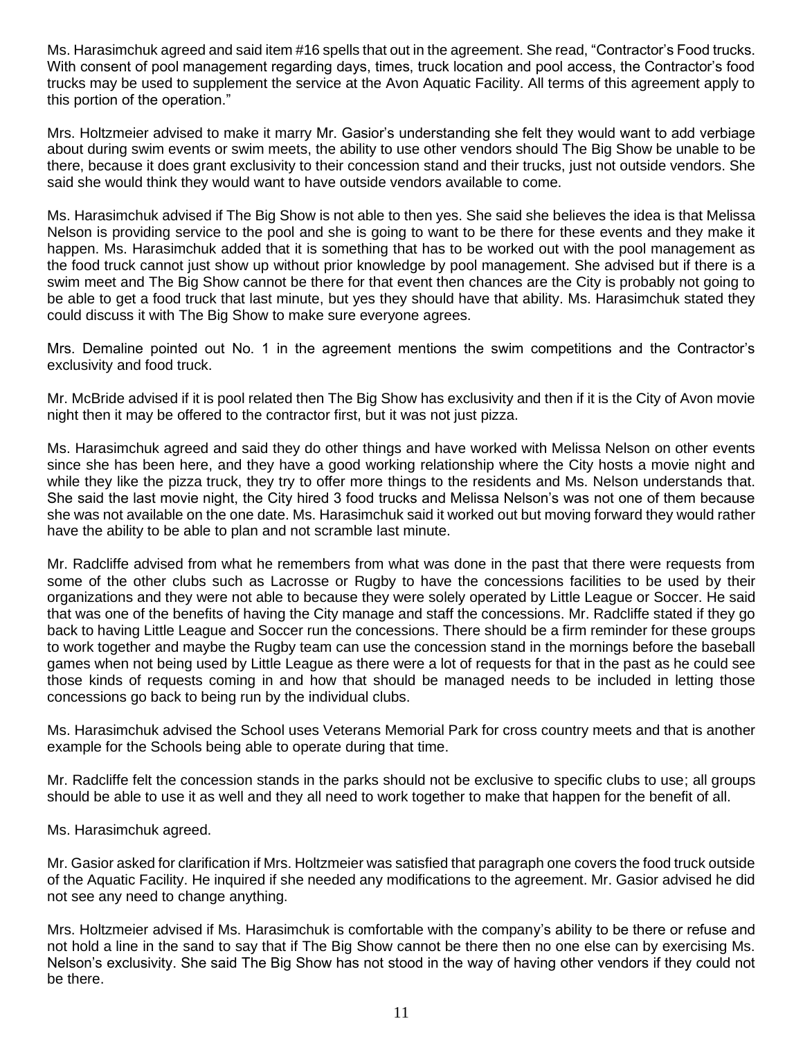Ms. Harasimchuk agreed and said item #16 spells that out in the agreement. She read, "Contractor's Food trucks. With consent of pool management regarding days, times, truck location and pool access, the Contractor's food trucks may be used to supplement the service at the Avon Aquatic Facility. All terms of this agreement apply to this portion of the operation."

Mrs. Holtzmeier advised to make it marry Mr. Gasior's understanding she felt they would want to add verbiage about during swim events or swim meets, the ability to use other vendors should The Big Show be unable to be there, because it does grant exclusivity to their concession stand and their trucks, just not outside vendors. She said she would think they would want to have outside vendors available to come.

Ms. Harasimchuk advised if The Big Show is not able to then yes. She said she believes the idea is that Melissa Nelson is providing service to the pool and she is going to want to be there for these events and they make it happen. Ms. Harasimchuk added that it is something that has to be worked out with the pool management as the food truck cannot just show up without prior knowledge by pool management. She advised but if there is a swim meet and The Big Show cannot be there for that event then chances are the City is probably not going to be able to get a food truck that last minute, but yes they should have that ability. Ms. Harasimchuk stated they could discuss it with The Big Show to make sure everyone agrees.

Mrs. Demaline pointed out No. 1 in the agreement mentions the swim competitions and the Contractor's exclusivity and food truck.

Mr. McBride advised if it is pool related then The Big Show has exclusivity and then if it is the City of Avon movie night then it may be offered to the contractor first, but it was not just pizza.

Ms. Harasimchuk agreed and said they do other things and have worked with Melissa Nelson on other events since she has been here, and they have a good working relationship where the City hosts a movie night and while they like the pizza truck, they try to offer more things to the residents and Ms. Nelson understands that. She said the last movie night, the City hired 3 food trucks and Melissa Nelson's was not one of them because she was not available on the one date. Ms. Harasimchuk said it worked out but moving forward they would rather have the ability to be able to plan and not scramble last minute.

Mr. Radcliffe advised from what he remembers from what was done in the past that there were requests from some of the other clubs such as Lacrosse or Rugby to have the concessions facilities to be used by their organizations and they were not able to because they were solely operated by Little League or Soccer. He said that was one of the benefits of having the City manage and staff the concessions. Mr. Radcliffe stated if they go back to having Little League and Soccer run the concessions. There should be a firm reminder for these groups to work together and maybe the Rugby team can use the concession stand in the mornings before the baseball games when not being used by Little League as there were a lot of requests for that in the past as he could see those kinds of requests coming in and how that should be managed needs to be included in letting those concessions go back to being run by the individual clubs.

Ms. Harasimchuk advised the School uses Veterans Memorial Park for cross country meets and that is another example for the Schools being able to operate during that time.

Mr. Radcliffe felt the concession stands in the parks should not be exclusive to specific clubs to use; all groups should be able to use it as well and they all need to work together to make that happen for the benefit of all.

Ms. Harasimchuk agreed.

Mr. Gasior asked for clarification if Mrs. Holtzmeier was satisfied that paragraph one covers the food truck outside of the Aquatic Facility. He inquired if she needed any modifications to the agreement. Mr. Gasior advised he did not see any need to change anything.

Mrs. Holtzmeier advised if Ms. Harasimchuk is comfortable with the company's ability to be there or refuse and not hold a line in the sand to say that if The Big Show cannot be there then no one else can by exercising Ms. Nelson's exclusivity. She said The Big Show has not stood in the way of having other vendors if they could not be there.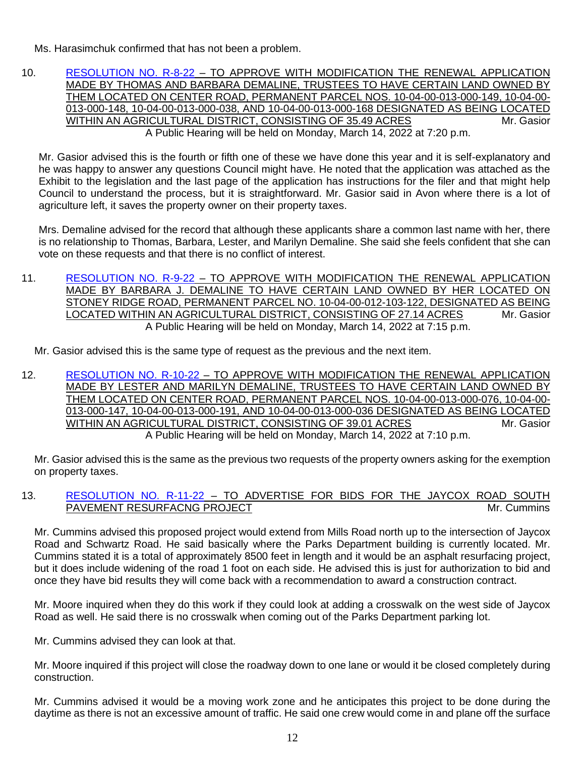Ms. Harasimchuk confirmed that has not been a problem.

10. RESOLUTION NO. R-8-22 – TO APPROVE WITH MODIFICATION THE RENEWAL APPLICATION MADE BY THOMAS AND BARBARA DEMALINE, TRUSTEES TO HAVE CERTAIN LAND OWNED BY THEM LOCATED ON CENTER ROAD, PERMANENT PARCEL NOS. 10-04-00-013-000-149, 10-04-00-013-000-148, 10-04-00-013-000-038, AND 10-04-00-013-000-168 DESIGNATED AS BEING LOCATED WITHIN AN AGRICULTURAL DISTRICT, CONSISTING OF 35.49 ACRES Mr. Gasior
A Public Hearing will be held on Monday, March 14, 2022 at 7:20 p.m.

Mr. Gasior advised this is the fourth or fifth one of these we have done this year and it is self-explanatory and he was happy to answer any questions Council might have. He noted that the application was attached as the Exhibit to the legislation and the last page of the application has instructions for the filer and that might help Council to understand the process, but it is straightforward. Mr. Gasior said in Avon where there is a lot of agriculture left, it saves the property owner on their property taxes.

Mrs. Demaline advised for the record that although these applicants share a common last name with her, there is no relationship to Thomas, Barbara, Lester, and Marilyn Demaline. She said she feels confident that she can vote on these requests and that there is no conflict of interest.

11. RESOLUTION NO. R-9-22 – TO APPROVE WITH MODIFICATION THE RENEWAL APPLICATION MADE BY BARBARA J. DEMALINE TO HAVE CERTAIN LAND OWNED BY HER LOCATED ON STONEY RIDGE ROAD, PERMANENT PARCEL NO. 10-04-00-012-103-122, DESIGNATED AS BEING LOCATED WITHIN AN AGRICULTURAL DISTRICT, CONSISTING OF 27.14 ACRES Mr. Gasior
A Public Hearing will be held on Monday, March 14, 2022 at 7:15 p.m.

Mr. Gasior advised this is the same type of request as the previous and the next item.

12. RESOLUTION NO. R-10-22 – TO APPROVE WITH MODIFICATION THE RENEWAL APPLICATION MADE BY LESTER AND MARILYN DEMALINE, TRUSTEES TO HAVE CERTAIN LAND OWNED BY THEM LOCATED ON CENTER ROAD, PERMANENT PARCEL NOS. 10-04-00-013-000-076, 10-04-00-013-000-147, 10-04-00-013-000-191, AND 10-04-00-013-000-036 DESIGNATED AS BEING LOCATED WITHIN AN AGRICULTURAL DISTRICT, CONSISTING OF 39.01 ACRES Mr. Gasior
A Public Hearing will be held on Monday, March 14, 2022 at 7:10 p.m.

Mr. Gasior advised this is the same as the previous two requests of the property owners asking for the exemption on property taxes.

13. RESOLUTION NO. R-11-22 – TO ADVERTISE FOR BIDS FOR THE JAYCOX ROAD SOUTH PAVEMENT RESURFACNG PROJECT Mr. Cummins

Mr. Cummins advised this proposed project would extend from Mills Road north up to the intersection of Jaycox Road and Schwartz Road. He said basically where the Parks Department building is currently located. Mr. Cummins stated it is a total of approximately 8500 feet in length and it would be an asphalt resurfacing project, but it does include widening of the road 1 foot on each side. He advised this is just for authorization to bid and once they have bid results they will come back with a recommendation to award a construction contract.

Mr. Moore inquired when they do this work if they could look at adding a crosswalk on the west side of Jaycox Road as well. He said there is no crosswalk when coming out of the Parks Department parking lot.

Mr. Cummins advised they can look at that.

Mr. Moore inquired if this project will close the roadway down to one lane or would it be closed completely during construction.

Mr. Cummins advised it would be a moving work zone and he anticipates this project to be done during the daytime as there is not an excessive amount of traffic. He said one crew would come in and plane off the surface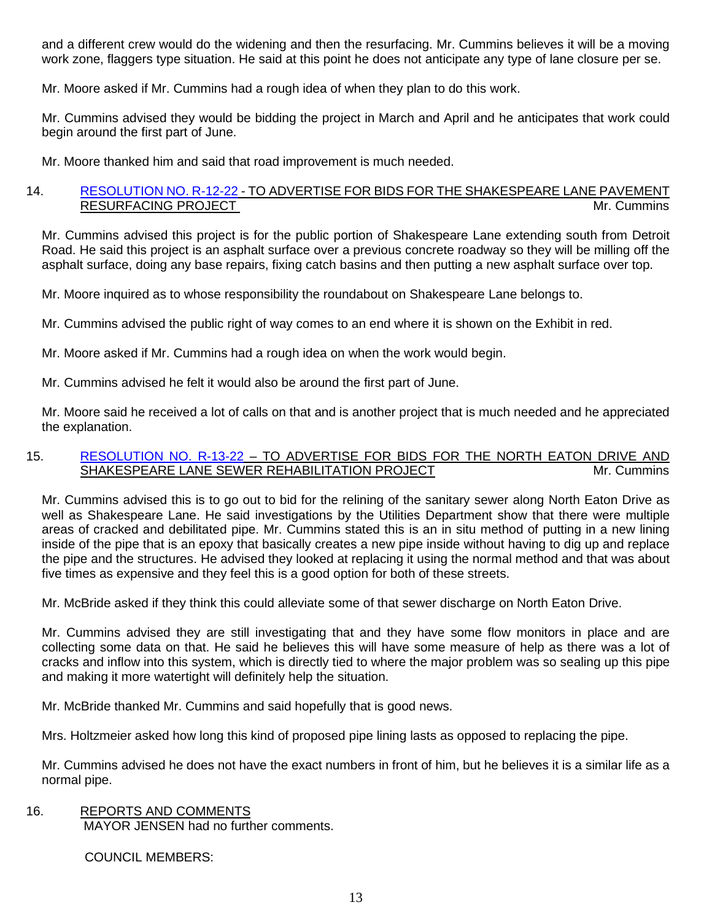and a different crew would do the widening and then the resurfacing. Mr. Cummins believes it will be a moving work zone, flaggers type situation. He said at this point he does not anticipate any type of lane closure per se.

Mr. Moore asked if Mr. Cummins had a rough idea of when they plan to do this work.

Mr. Cummins advised they would be bidding the project in March and April and he anticipates that work could begin around the first part of June.

Mr. Moore thanked him and said that road improvement is much needed.

14. RESOLUTION NO. R-12-22 - TO ADVERTISE FOR BIDS FOR THE SHAKESPEARE LANE PAVEMENT RESURFACING PROJECT Mr. Cummins

Mr. Cummins advised this project is for the public portion of Shakespeare Lane extending south from Detroit Road. He said this project is an asphalt surface over a previous concrete roadway so they will be milling off the asphalt surface, doing any base repairs, fixing catch basins and then putting a new asphalt surface over top.

Mr. Moore inquired as to whose responsibility the roundabout on Shakespeare Lane belongs to.

Mr. Cummins advised the public right of way comes to an end where it is shown on the Exhibit in red.

Mr. Moore asked if Mr. Cummins had a rough idea on when the work would begin.

Mr. Cummins advised he felt it would also be around the first part of June.

Mr. Moore said he received a lot of calls on that and is another project that is much needed and he appreciated the explanation.

15. RESOLUTION NO. R-13-22 – TO ADVERTISE FOR BIDS FOR THE NORTH EATON DRIVE AND SHAKESPEARE LANE SEWER REHABILITATION PROJECT Mr. Cummins

Mr. Cummins advised this is to go out to bid for the relining of the sanitary sewer along North Eaton Drive as well as Shakespeare Lane. He said investigations by the Utilities Department show that there were multiple areas of cracked and debilitated pipe. Mr. Cummins stated this is an in situ method of putting in a new lining inside of the pipe that is an epoxy that basically creates a new pipe inside without having to dig up and replace the pipe and the structures. He advised they looked at replacing it using the normal method and that was about five times as expensive and they feel this is a good option for both of these streets.

Mr. McBride asked if they think this could alleviate some of that sewer discharge on North Eaton Drive.

Mr. Cummins advised they are still investigating that and they have some flow monitors in place and are collecting some data on that. He said he believes this will have some measure of help as there was a lot of cracks and inflow into this system, which is directly tied to where the major problem was so sealing up this pipe and making it more watertight will definitely help the situation.

Mr. McBride thanked Mr. Cummins and said hopefully that is good news.

Mrs. Holtzmeier asked how long this kind of proposed pipe lining lasts as opposed to replacing the pipe.

Mr. Cummins advised he does not have the exact numbers in front of him, but he believes it is a similar life as a normal pipe.

16. REPORTS AND COMMENTS

MAYOR JENSEN had no further comments.

COUNCIL MEMBERS: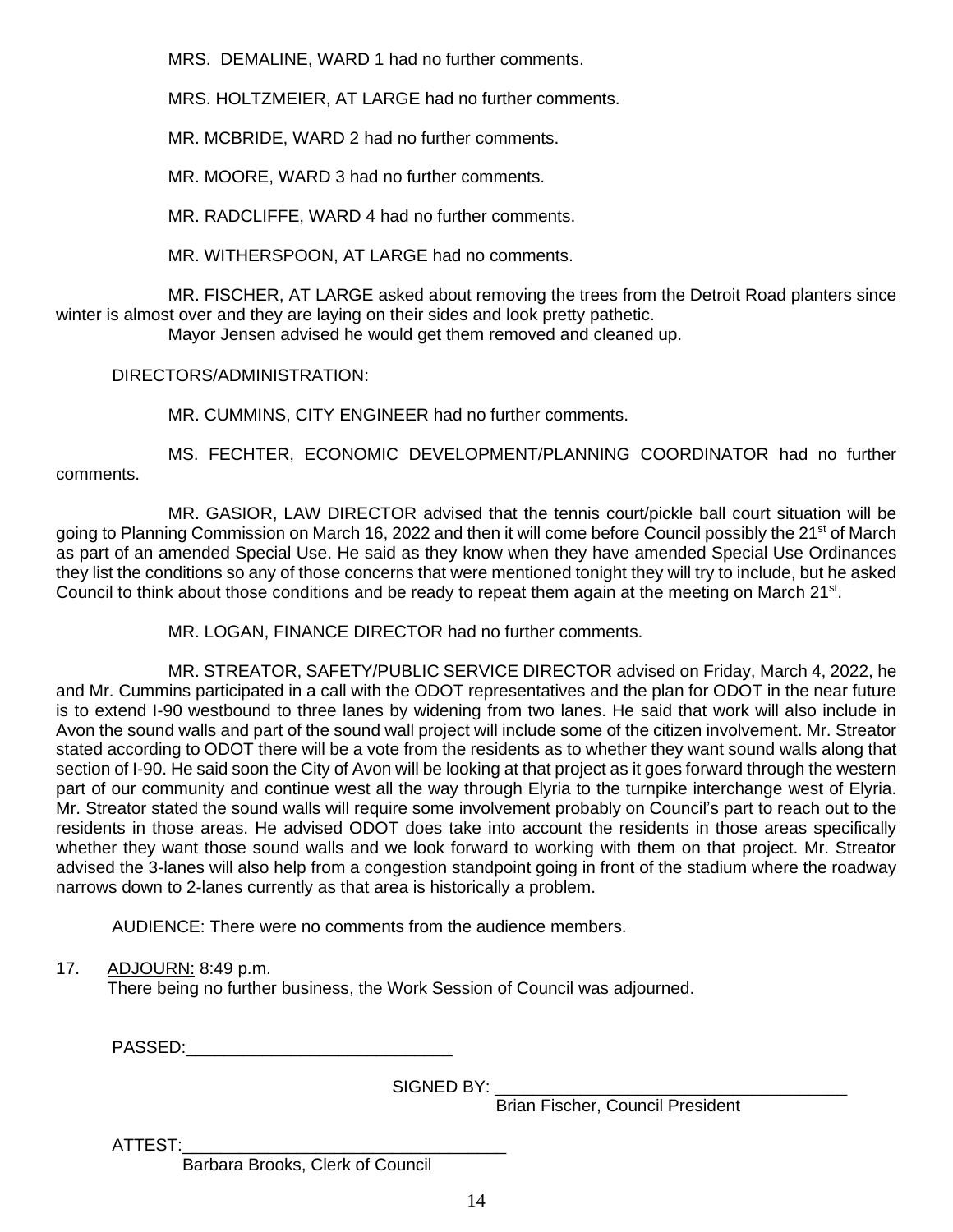MRS. DEMALINE, WARD 1 had no further comments.

MRS. HOLTZMEIER, AT LARGE had no further comments.

MR. MCBRIDE, WARD 2 had no further comments.

MR. MOORE, WARD 3 had no further comments.

MR. RADCLIFFE, WARD 4 had no further comments.

MR. WITHERSPOON, AT LARGE had no comments.

MR. FISCHER, AT LARGE asked about removing the trees from the Detroit Road planters since winter is almost over and they are laying on their sides and look pretty pathetic.
Mayor Jensen advised he would get them removed and cleaned up.

DIRECTORS/ADMINISTRATION:

MR. CUMMINS, CITY ENGINEER had no further comments.

MS. FECHTER, ECONOMIC DEVELOPMENT/PLANNING COORDINATOR had no further comments.

MR. GASIOR, LAW DIRECTOR advised that the tennis court/pickle ball court situation will be going to Planning Commission on March 16, 2022 and then it will come before Council possibly the 21st of March as part of an amended Special Use. He said as they know when they have amended Special Use Ordinances they list the conditions so any of those concerns that were mentioned tonight they will try to include, but he asked Council to think about those conditions and be ready to repeat them again at the meeting on March 21st.

MR. LOGAN, FINANCE DIRECTOR had no further comments.

MR. STREATOR, SAFETY/PUBLIC SERVICE DIRECTOR advised on Friday, March 4, 2022, he and Mr. Cummins participated in a call with the ODOT representatives and the plan for ODOT in the near future is to extend I-90 westbound to three lanes by widening from two lanes. He said that work will also include in Avon the sound walls and part of the sound wall project will include some of the citizen involvement. Mr. Streator stated according to ODOT there will be a vote from the residents as to whether they want sound walls along that section of I-90. He said soon the City of Avon will be looking at that project as it goes forward through the western part of our community and continue west all the way through Elyria to the turnpike interchange west of Elyria. Mr. Streator stated the sound walls will require some involvement probably on Council's part to reach out to the residents in those areas. He advised ODOT does take into account the residents in those areas specifically whether they want those sound walls and we look forward to working with them on that project. Mr. Streator advised the 3-lanes will also help from a congestion standpoint going in front of the stadium where the roadway narrows down to 2-lanes currently as that area is historically a problem.

AUDIENCE: There were no comments from the audience members.

17. ADJOURN: 8:49 p.m.
There being no further business, the Work Session of Council was adjourned.

PASSED:\_\_\_\_\_\_\_\_\_\_\_\_\_\_\_\_\_\_\_\_\_\_\_\_\_\_\_\_

SIGNED BY: \_\_\_\_\_\_\_\_\_\_\_\_\_\_\_\_\_\_\_\_\_\_\_\_\_\_\_\_\_\_\_\_\_\_\_\_\_
Brian Fischer, Council President

ATTEST:\_\_\_\_\_\_\_\_\_\_\_\_\_\_\_\_\_\_\_\_\_\_\_\_\_\_\_\_\_\_\_\_\_
Barbara Brooks, Clerk of Council